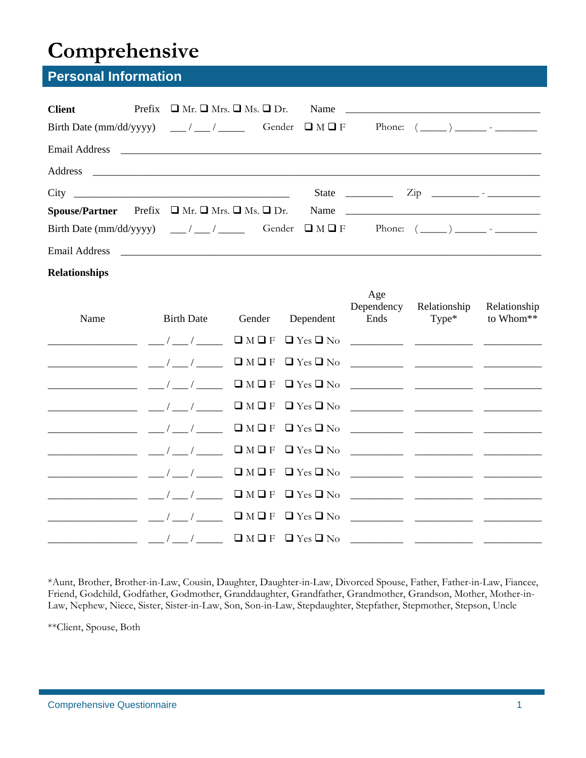# Comprehensive

## Personal Information

**Client** Prefix ❑ Mr. ❑ Mrs. ❑ Ms. ❑ Dr. Name ___________________________________

Birth Date (mm/dd/yyyy) ___ / ___ / _____ Gender ❑ M ❑ F Phone: ( _____ ) ______ - ________

Email Address ___________________________________________________________________________

Address ________________________________________________________________________________

City __________________________________________ State _________ Zip _________ - __________

**Spouse/Partner** Prefix ❑ Mr. ❑ Mrs. ❑ Ms. ❑ Dr. Name ___________________________________

Birth Date (mm/dd/yyyy) ___ / ___ / _____ Gender ❑ M ❑ F Phone: ( _____ ) ______ - ________

Email Address ___________________________________________________________________________

**Relationships**

| Name | Birth Date | Gender | Dependent | Age Dependency Ends | Relationship Type* | Relationship to Whom** |
|---|---|---|---|---|---|---|
| _________________ | ___ / ___ / _____ | ❑ M ❑ F | ❑ Yes ❑ No | __________ | ___________ | ___________ |
| _________________ | ___ / ___ / _____ | ❑ M ❑ F | ❑ Yes ❑ No | __________ | ___________ | ___________ |
| _________________ | ___ / ___ / _____ | ❑ M ❑ F | ❑ Yes ❑ No | __________ | ___________ | ___________ |
| _________________ | ___ / ___ / _____ | ❑ M ❑ F | ❑ Yes ❑ No | __________ | ___________ | ___________ |
| _________________ | ___ / ___ / _____ | ❑ M ❑ F | ❑ Yes ❑ No | __________ | ___________ | ___________ |
| _________________ | ___ / ___ / _____ | ❑ M ❑ F | ❑ Yes ❑ No | __________ | ___________ | ___________ |
| _________________ | ___ / ___ / _____ | ❑ M ❑ F | ❑ Yes ❑ No | __________ | ___________ | ___________ |
| _________________ | ___ / ___ / _____ | ❑ M ❑ F | ❑ Yes ❑ No | __________ | ___________ | ___________ |
| _________________ | ___ / ___ / _____ | ❑ M ❑ F | ❑ Yes ❑ No | __________ | ___________ | ___________ |
| _________________ | ___ / ___ / _____ | ❑ M ❑ F | ❑ Yes ❑ No | __________ | ___________ | ___________ |

*Aunt, Brother, Brother-in-Law, Cousin, Daughter, Daughter-in-Law, Divorced Spouse, Father, Father-in-Law, Fiancee, Friend, Godchild, Godfather, Godmother, Granddaughter, Grandfather, Grandmother, Grandson, Mother, Mother-in-Law, Nephew, Niece, Sister, Sister-in-Law, Son, Son-in-Law, Stepdaughter, Stepfather, Stepmother, Stepson, Uncle

**Client, Spouse, Both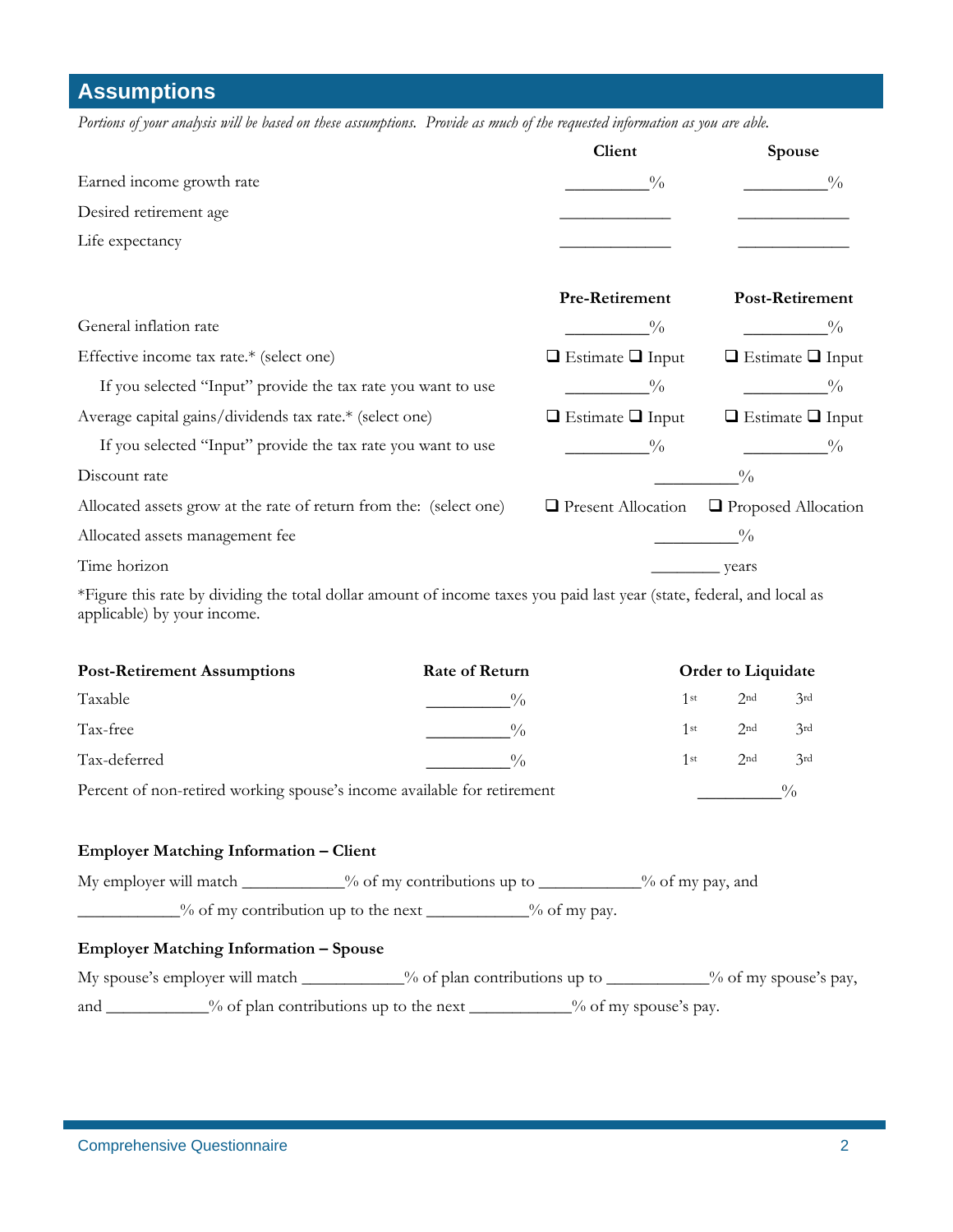## Assumptions

*Portions of your analysis will be based on these assumptions. Provide as much of the requested information as you are able.*

| | Client | Spouse |
|---|---|---|
| Earned income growth rate | __________% | __________% |
| Desired retirement age | ______________ | ______________ |
| Life expectancy | ______________ | ______________ |

| | Pre-Retirement | Post-Retirement |
|---|---|---|
| General inflation rate | __________% | __________% |
| Effective income tax rate.* (select one) | ❑ Estimate ❑ Input | ❑ Estimate ❑ Input |
| If you selected "Input" provide the tax rate you want to use | __________% | __________% |
| Average capital gains/dividends tax rate.* (select one) | ❑ Estimate ❑ Input | ❑ Estimate ❑ Input |
| If you selected "Input" provide the tax rate you want to use | __________% | __________% |

Discount rate __________%

Allocated assets grow at the rate of return from the: (select one) ❑ Present Allocation ❑ Proposed Allocation

Allocated assets management fee __________%

Time horizon ________ years

*Figure this rate by dividing the total dollar amount of income taxes you paid last year (state, federal, and local as applicable) by your income.

| Post-Retirement Assumptions | Rate of Return | Order to Liquidate |
|---|---|---|
| Taxable | __________% | 1st 2nd 3rd |
| Tax-free | __________% | 1st 2nd 3rd |
| Tax-deferred | __________% | 1st 2nd 3rd |

Percent of non-retired working spouse's income available for retirement __________%

**Employer Matching Information – Client**

My employer will match ____________% of my contributions up to ____________% of my pay, and ____________% of my contribution up to the next ____________% of my pay.

**Employer Matching Information – Spouse**

My spouse's employer will match ____________% of plan contributions up to ____________% of my spouse's pay, and ____________% of plan contributions up to the next ____________% of my spouse's pay.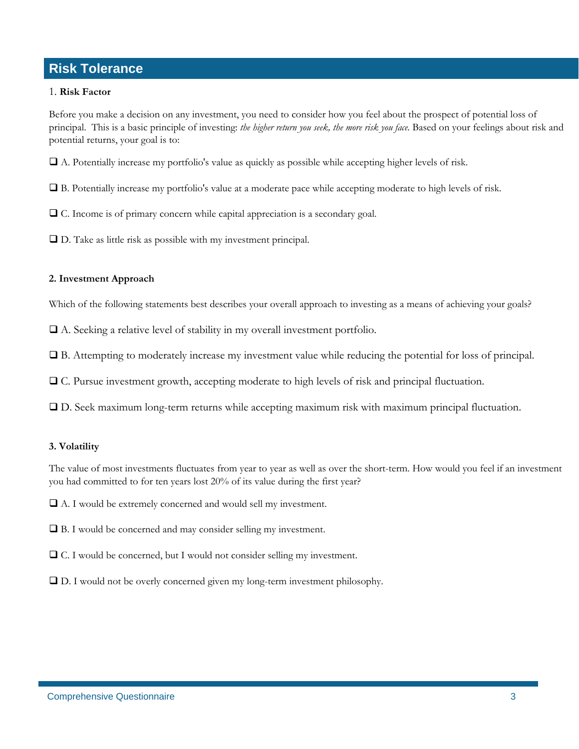## Risk Tolerance

1. **Risk Factor**

Before you make a decision on any investment, you need to consider how you feel about the prospect of potential loss of principal. This is a basic principle of investing: *the higher return you seek, the more risk you face.* Based on your feelings about risk and potential returns, your goal is to:

❑ A. Potentially increase my portfolio's value as quickly as possible while accepting higher levels of risk.

❑ B. Potentially increase my portfolio's value at a moderate pace while accepting moderate to high levels of risk.

❑ C. Income is of primary concern while capital appreciation is a secondary goal.

❑ D. Take as little risk as possible with my investment principal.

**2. Investment Approach**

Which of the following statements best describes your overall approach to investing as a means of achieving your goals?

❑ A. Seeking a relative level of stability in my overall investment portfolio.

❑ B. Attempting to moderately increase my investment value while reducing the potential for loss of principal.

❑ C. Pursue investment growth, accepting moderate to high levels of risk and principal fluctuation.

❑ D. Seek maximum long-term returns while accepting maximum risk with maximum principal fluctuation.

**3. Volatility**

The value of most investments fluctuates from year to year as well as over the short-term. How would you feel if an investment you had committed to for ten years lost 20% of its value during the first year?

❑ A. I would be extremely concerned and would sell my investment.

❑ B. I would be concerned and may consider selling my investment.

❑ C. I would be concerned, but I would not consider selling my investment.

❑ D. I would not be overly concerned given my long-term investment philosophy.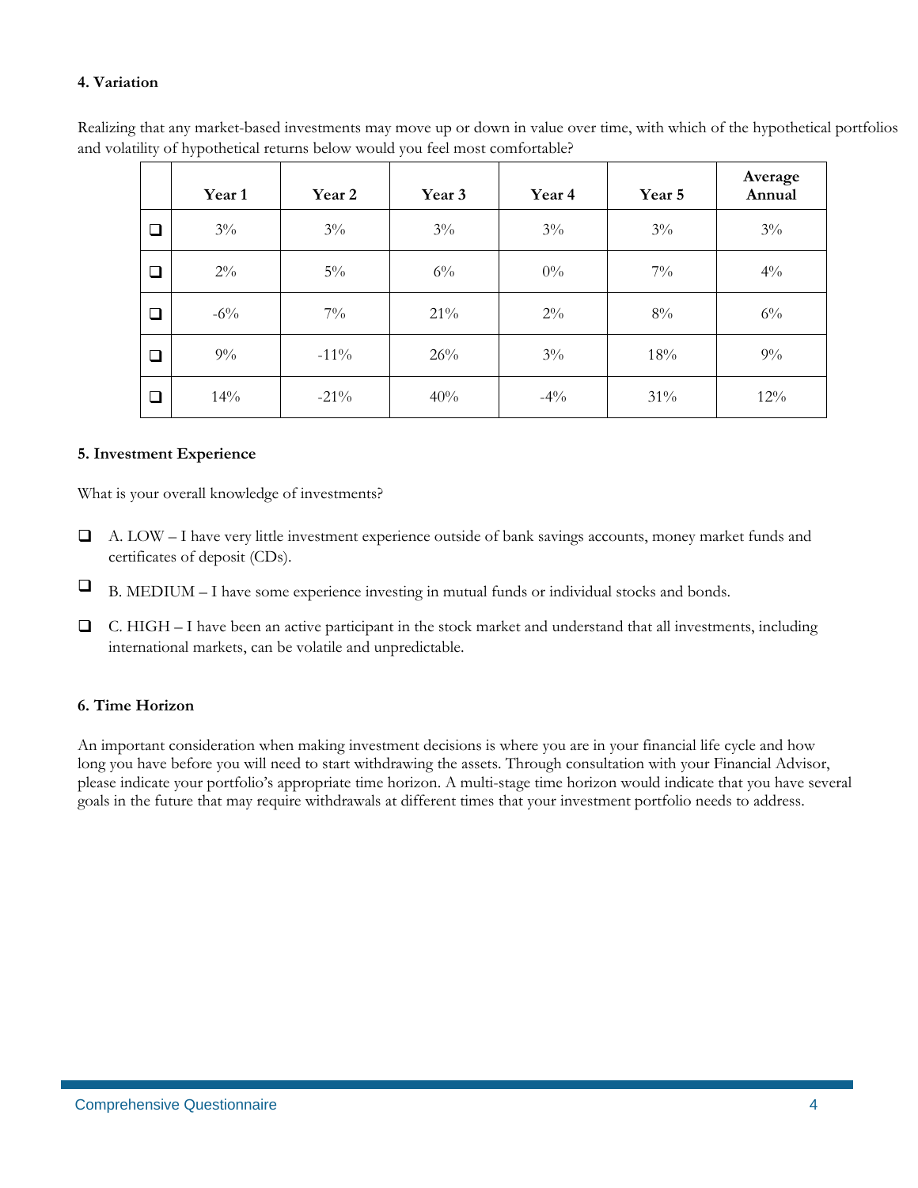**4. Variation**

Realizing that any market-based investments may move up or down in value over time, with which of the hypothetical portfolios and volatility of hypothetical returns below would you feel most comfortable?

| | Year 1 | Year 2 | Year 3 | Year 4 | Year 5 | Average Annual |
|---|---|---|---|---|---|---|
| ❑ | 3% | 3% | 3% | 3% | 3% | 3% |
| ❑ | 2% | 5% | 6% | 0% | 7% | 4% |
| ❑ | -6% | 7% | 21% | 2% | 8% | 6% |
| ❑ | 9% | -11% | 26% | 3% | 18% | 9% |
| ❑ | 14% | -21% | 40% | -4% | 31% | 12% |

**5. Investment Experience**

What is your overall knowledge of investments?

- ❑ A. LOW – I have very little investment experience outside of bank savings accounts, money market funds and certificates of deposit (CDs).
- ❑ B. MEDIUM – I have some experience investing in mutual funds or individual stocks and bonds.
- ❑ C. HIGH – I have been an active participant in the stock market and understand that all investments, including international markets, can be volatile and unpredictable.

**6. Time Horizon**

An important consideration when making investment decisions is where you are in your financial life cycle and how long you have before you will need to start withdrawing the assets. Through consultation with your Financial Advisor, please indicate your portfolio's appropriate time horizon. A multi-stage time horizon would indicate that you have several goals in the future that may require withdrawals at different times that your investment portfolio needs to address.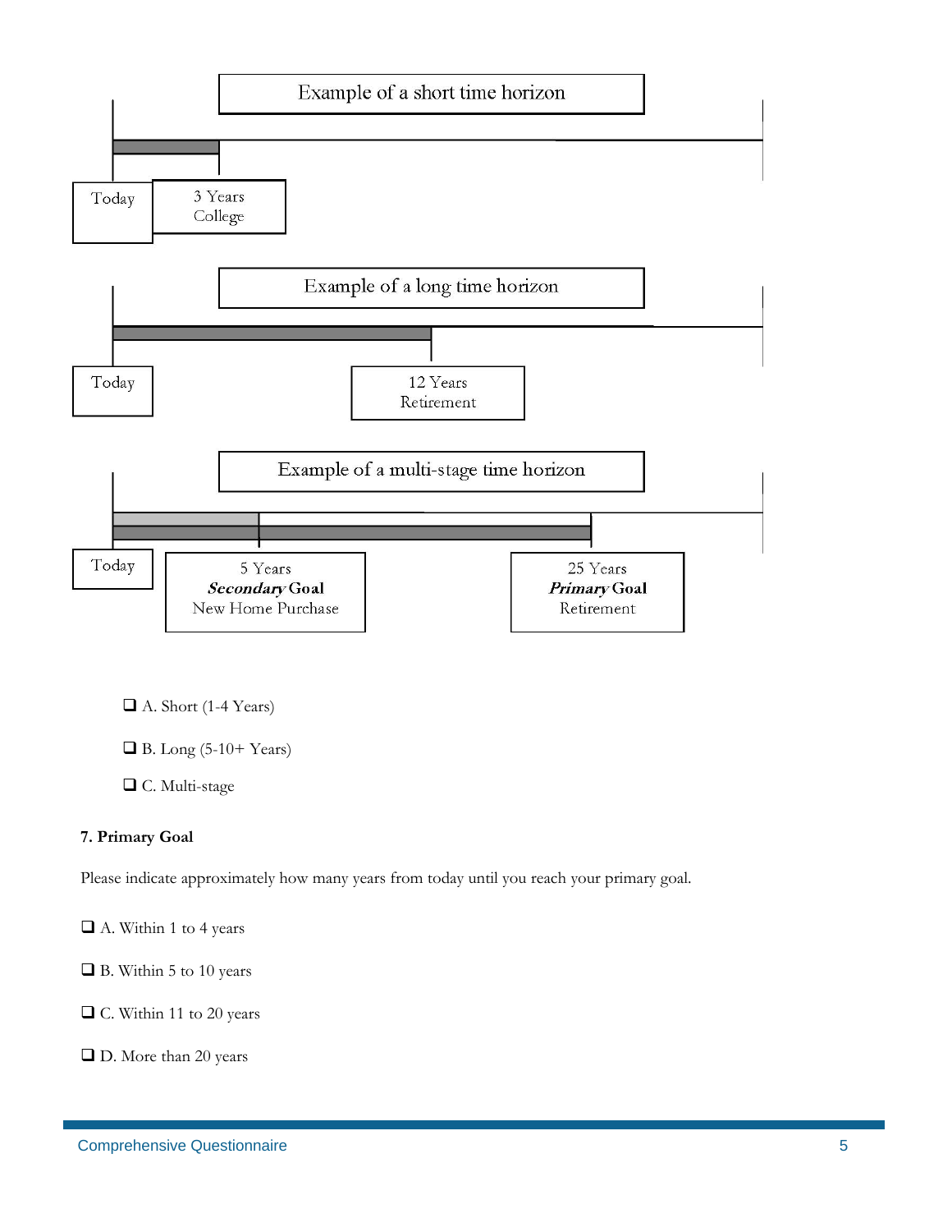Example of a short time horizon

Today | 3 Years College

Example of a long time horizon

Today | 12 Years Retirement

Example of a multi-stage time horizon

Today | 5 Years ***Secondary*** **Goal** New Home Purchase | 25 Years ***Primary*** **Goal** Retirement

- ❑ A. Short (1-4 Years)
- ❑ B. Long (5-10+ Years)
- ❑ C. Multi-stage

**7. Primary Goal**

Please indicate approximately how many years from today until you reach your primary goal.

- ❑ A. Within 1 to 4 years
- ❑ B. Within 5 to 10 years
- ❑ C. Within 11 to 20 years
- ❑ D. More than 20 years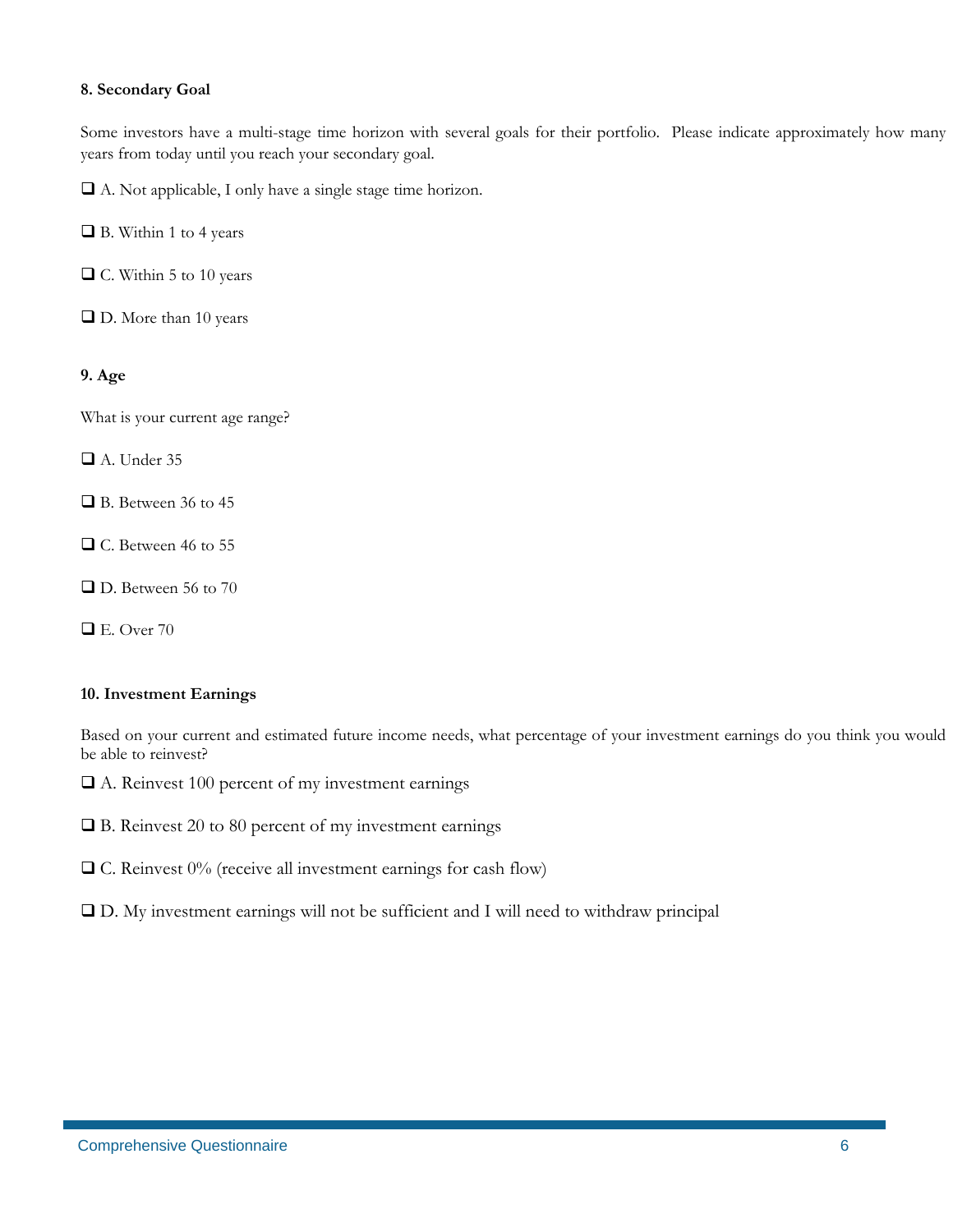**8. Secondary Goal**

Some investors have a multi-stage time horizon with several goals for their portfolio. Please indicate approximately how many years from today until you reach your secondary goal.

❑ A. Not applicable, I only have a single stage time horizon.

❑ B. Within 1 to 4 years

❑ C. Within 5 to 10 years

❑ D. More than 10 years

**9. Age**

What is your current age range?

❑ A. Under 35

❑ B. Between 36 to 45

❑ C. Between 46 to 55

❑ D. Between 56 to 70

❑ E. Over 70

**10. Investment Earnings**

Based on your current and estimated future income needs, what percentage of your investment earnings do you think you would be able to reinvest?

❑ A. Reinvest 100 percent of my investment earnings

❑ B. Reinvest 20 to 80 percent of my investment earnings

❑ C. Reinvest 0% (receive all investment earnings for cash flow)

❑ D. My investment earnings will not be sufficient and I will need to withdraw principal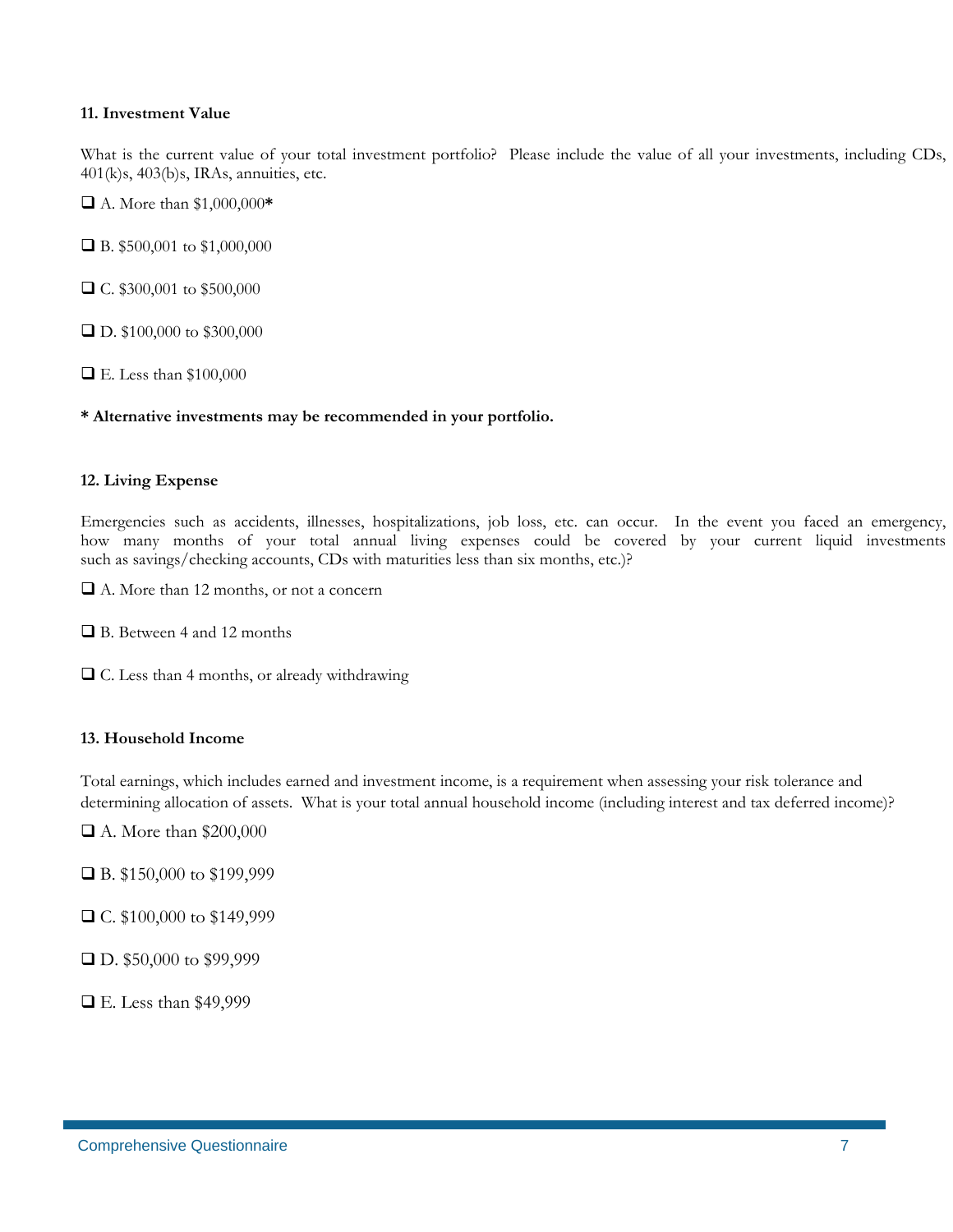**11. Investment Value**

What is the current value of your total investment portfolio? Please include the value of all your investments, including CDs, 401(k)s, 403(b)s, IRAs, annuities, etc.

❑ A. More than $1,000,000**\***

❑ B. $500,001 to $1,000,000

❑ C. $300,001 to $500,000

❑ D. $100,000 to $300,000

❑ E. Less than $100,000

**\* Alternative investments may be recommended in your portfolio.**

**12. Living Expense**

Emergencies such as accidents, illnesses, hospitalizations, job loss, etc. can occur. In the event you faced an emergency, how many months of your total annual living expenses could be covered by your current liquid investments such as savings/checking accounts, CDs with maturities less than six months, etc.)?

❑ A. More than 12 months, or not a concern

❑ B. Between 4 and 12 months

❑ C. Less than 4 months, or already withdrawing

**13. Household Income**

Total earnings, which includes earned and investment income, is a requirement when assessing your risk tolerance and determining allocation of assets. What is your total annual household income (including interest and tax deferred income)?

❑ A. More than $200,000

❑ B. $150,000 to $199,999

❑ C. $100,000 to $149,999

❑ D. $50,000 to $99,999

❑ E. Less than $49,999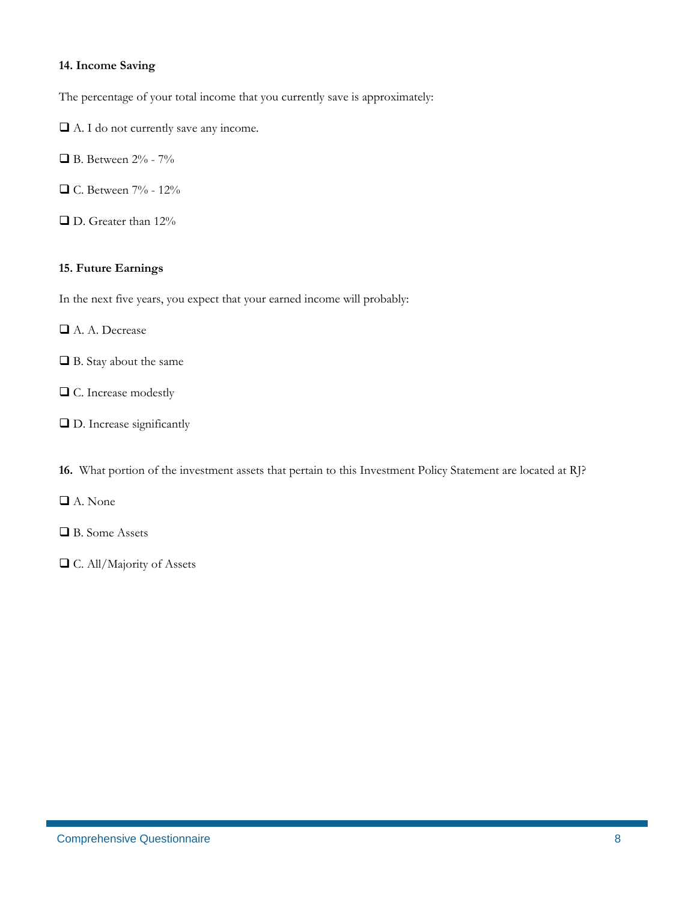**14. Income Saving**

The percentage of your total income that you currently save is approximately:

❑ A. I do not currently save any income.

❑ B. Between 2% - 7%

❑ C. Between 7% - 12%

❑ D. Greater than 12%

**15. Future Earnings**

In the next five years, you expect that your earned income will probably:

❑ A. A. Decrease

❑ B. Stay about the same

❑ C. Increase modestly

❑ D. Increase significantly

**16.** What portion of the investment assets that pertain to this Investment Policy Statement are located at RJ?

❑ A. None

❑ B. Some Assets

❑ C. All/Majority of Assets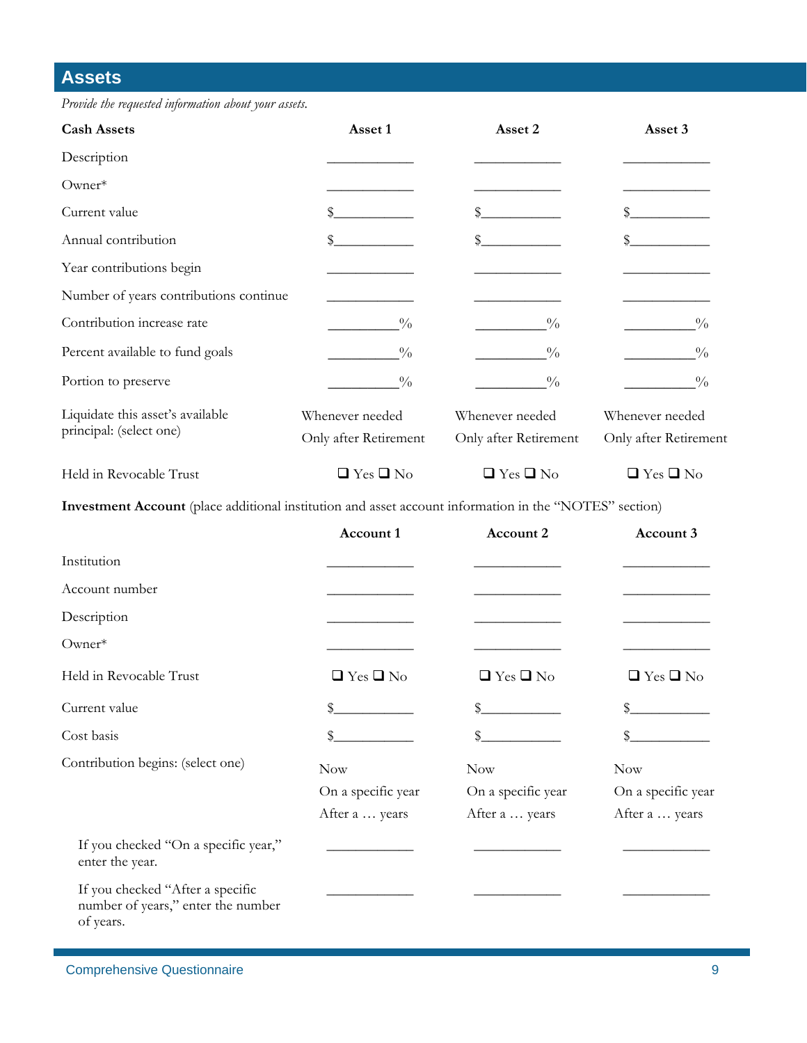## Assets

*Provide the requested information about your assets.*

| **Cash Assets** | **Asset 1** | **Asset 2** | **Asset 3** |
|---|---|---|---|
| Description | ____________ | ____________ | ____________ |
| Owner* | ____________ | ____________ | ____________ |
| Current value | $___________ | $___________ | $___________ |
| Annual contribution | $___________ | $___________ | $___________ |
| Year contributions begin | ____________ | ____________ | ____________ |
| Number of years contributions continue | ____________ | ____________ | ____________ |
| Contribution increase rate | __________% | __________% | __________% |
| Percent available to fund goals | __________% | __________% | __________% |
| Portion to preserve | __________% | __________% | __________% |
| Liquidate this asset's available principal: (select one) | Whenever needed<br>Only after Retirement | Whenever needed<br>Only after Retirement | Whenever needed<br>Only after Retirement |
| Held in Revocable Trust | ❑ Yes ❑ No | ❑ Yes ❑ No | ❑ Yes ❑ No |

**Investment Account** (place additional institution and asset account information in the "NOTES" section)

| | **Account 1** | **Account 2** | **Account 3** |
|---|---|---|---|
| Institution | ____________ | ____________ | ____________ |
| Account number | ____________ | ____________ | ____________ |
| Description | ____________ | ____________ | ____________ |
| Owner* | ____________ | ____________ | ____________ |
| Held in Revocable Trust | ❑ Yes ❑ No | ❑ Yes ❑ No | ❑ Yes ❑ No |
| Current value | $___________ | $___________ | $___________ |
| Cost basis | $___________ | $___________ | $___________ |
| Contribution begins: (select one) | Now<br>On a specific year<br>After a … years | Now<br>On a specific year<br>After a … years | Now<br>On a specific year<br>After a … years |
| If you checked "On a specific year," enter the year. | ____________ | ____________ | ____________ |
| If you checked "After a specific number of years," enter the number of years. | ____________ | ____________ | ____________ |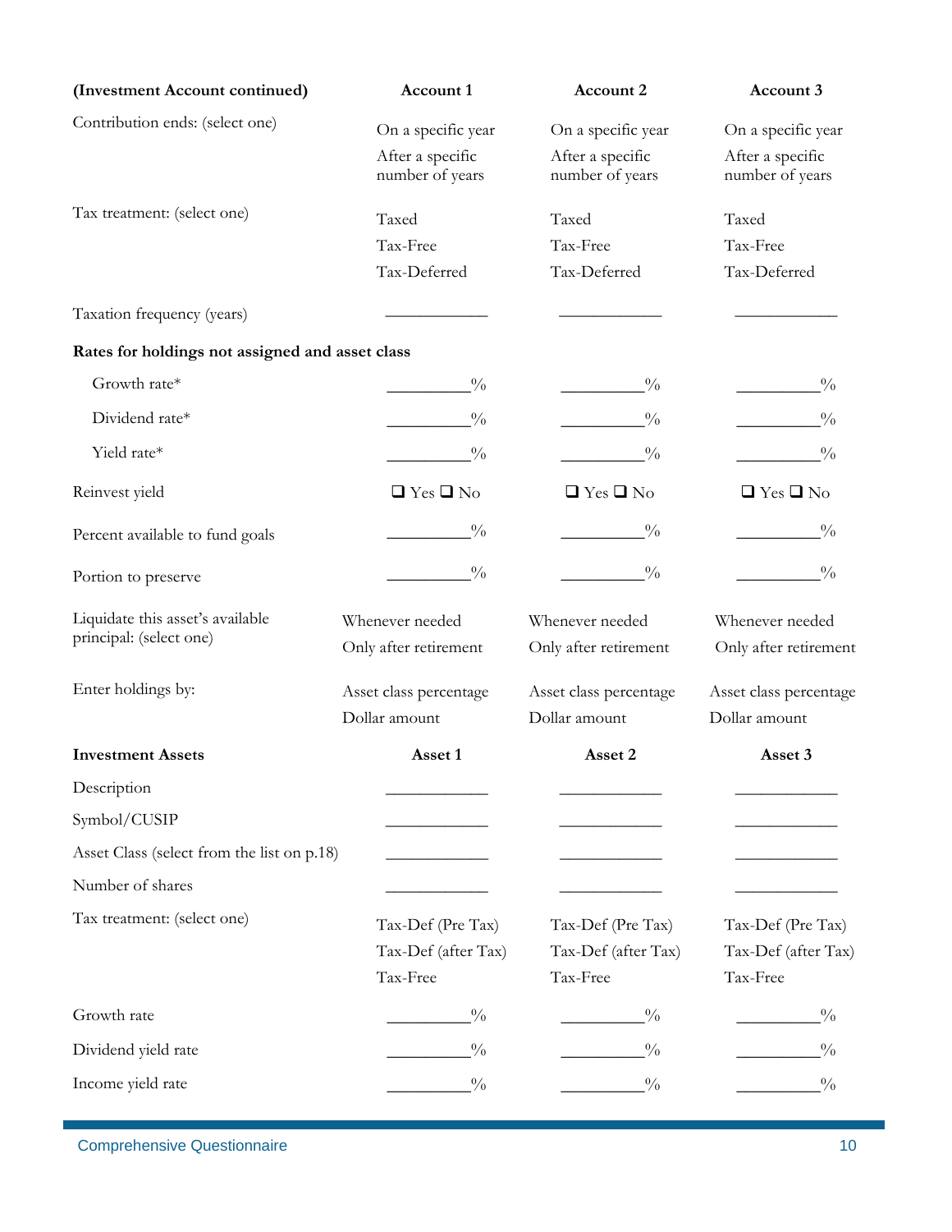| (Investment Account continued) | Account 1 | Account 2 | Account 3 |
|---|---|---|---|
| Contribution ends: (select one) | On a specific year<br>After a specific number of years | On a specific year<br>After a specific number of years | On a specific year<br>After a specific number of years |
| Tax treatment: (select one) | Taxed<br>Tax-Free<br>Tax-Deferred | Taxed<br>Tax-Free<br>Tax-Deferred | Taxed<br>Tax-Free<br>Tax-Deferred |
| Taxation frequency (years) | ____________ | ____________ | ____________ |
| **Rates for holdings not assigned and asset class** | | | |
| Growth rate* | __________% | __________% | __________% |
| Dividend rate* | __________% | __________% | __________% |
| Yield rate* | __________% | __________% | __________% |
| Reinvest yield | ❑ Yes ❑ No | ❑ Yes ❑ No | ❑ Yes ❑ No |
| Percent available to fund goals | __________% | __________% | __________% |
| Portion to preserve | __________% | __________% | __________% |
| Liquidate this asset's available principal: (select one) | Whenever needed<br>Only after retirement | Whenever needed<br>Only after retirement | Whenever needed<br>Only after retirement |
| Enter holdings by: | Asset class percentage<br>Dollar amount | Asset class percentage<br>Dollar amount | Asset class percentage<br>Dollar amount |

| Investment Assets | Asset 1 | Asset 2 | Asset 3 |
|---|---|---|---|
| Description | ____________ | ____________ | ____________ |
| Symbol/CUSIP | ____________ | ____________ | ____________ |
| Asset Class (select from the list on p.18) | ____________ | ____________ | ____________ |
| Number of shares | ____________ | ____________ | ____________ |
| Tax treatment: (select one) | Tax-Def (Pre Tax)<br>Tax-Def (after Tax)<br>Tax-Free | Tax-Def (Pre Tax)<br>Tax-Def (after Tax)<br>Tax-Free | Tax-Def (Pre Tax)<br>Tax-Def (after Tax)<br>Tax-Free |
| Growth rate | __________% | __________% | __________% |
| Dividend yield rate | __________% | __________% | __________% |
| Income yield rate | __________% | __________% | __________% |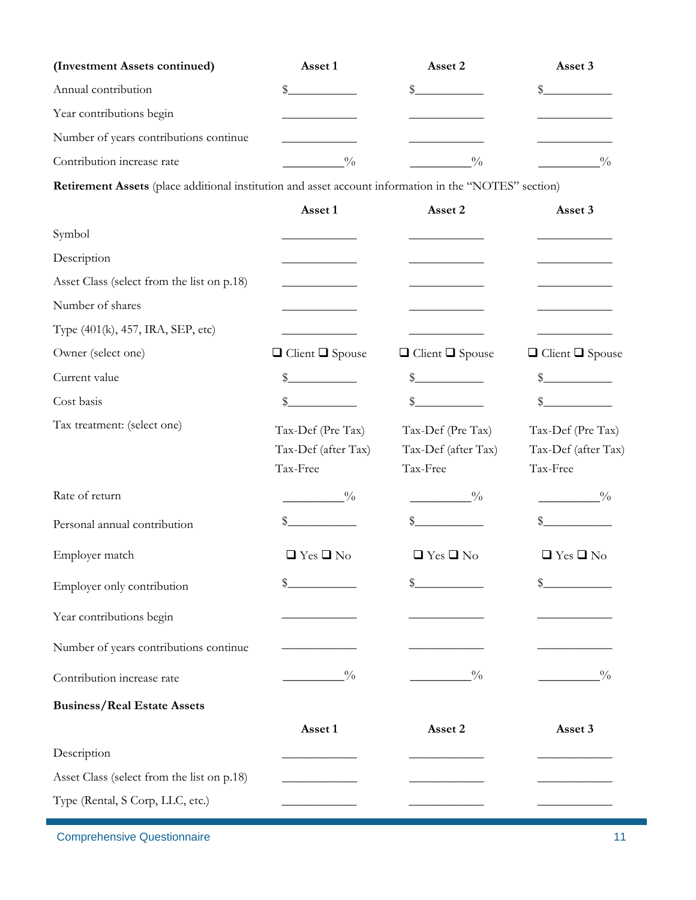| (Investment Assets continued) | Asset 1 | Asset 2 | Asset 3 |
|---|---|---|---|
| Annual contribution | $__________ | $__________ | $__________ |
| Year contributions begin | __________ | __________ | __________ |
| Number of years contributions continue | __________ | __________ | __________ |
| Contribution increase rate | ________% | ________% | ________% |

**Retirement Assets** (place additional institution and asset account information in the "NOTES" section)

| | Asset 1 | Asset 2 | Asset 3 |
|---|---|---|---|
| Symbol | __________ | __________ | __________ |
| Description | __________ | __________ | __________ |
| Asset Class (select from the list on p.18) | __________ | __________ | __________ |
| Number of shares | __________ | __________ | __________ |
| Type (401(k), 457, IRA, SEP, etc) | __________ | __________ | __________ |
| Owner (select one) | ❑ Client ❑ Spouse | ❑ Client ❑ Spouse | ❑ Client ❑ Spouse |
| Current value | $__________ | $__________ | $__________ |
| Cost basis | $__________ | $__________ | $__________ |
| Tax treatment: (select one) | Tax-Def (Pre Tax)<br>Tax-Def (after Tax)<br>Tax-Free | Tax-Def (Pre Tax)<br>Tax-Def (after Tax)<br>Tax-Free | Tax-Def (Pre Tax)<br>Tax-Def (after Tax)<br>Tax-Free |
| Rate of return | ________% | ________% | ________% |
| Personal annual contribution | $__________ | $__________ | $__________ |
| Employer match | ❑ Yes ❑ No | ❑ Yes ❑ No | ❑ Yes ❑ No |
| Employer only contribution | $__________ | $__________ | $__________ |
| Year contributions begin | __________ | __________ | __________ |
| Number of years contributions continue | __________ | __________ | __________ |
| Contribution increase rate | ________% | ________% | ________% |

**Business/Real Estate Assets**

| | Asset 1 | Asset 2 | Asset 3 |
|---|---|---|---|
| Description | __________ | __________ | __________ |
| Asset Class (select from the list on p.18) | __________ | __________ | __________ |
| Type (Rental, S Corp, LLC, etc.) | __________ | __________ | __________ |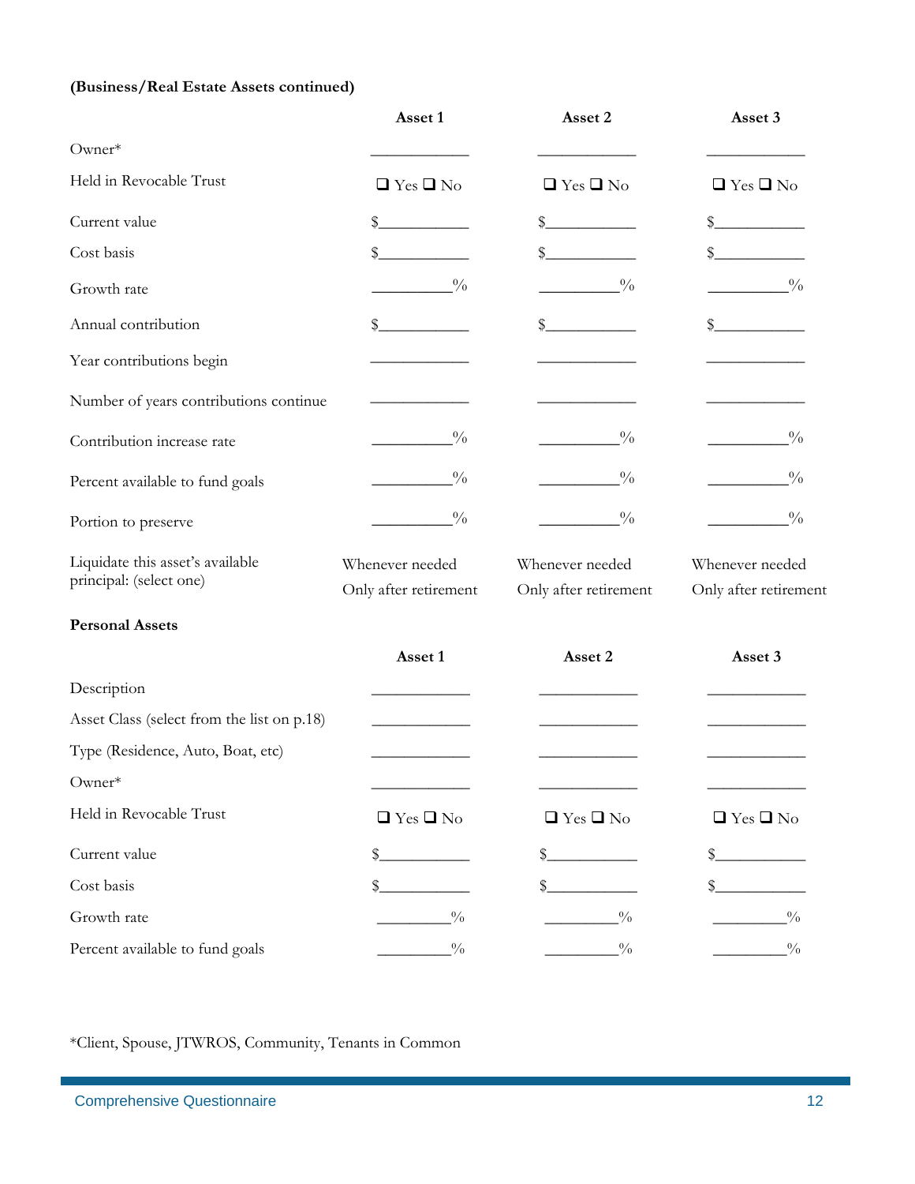**(Business/Real Estate Assets continued)**

| | Asset 1 | Asset 2 | Asset 3 |
|---|---|---|---|
| Owner* | ____________ | ____________ | ____________ |
| Held in Revocable Trust | ❑ Yes ❑ No | ❑ Yes ❑ No | ❑ Yes ❑ No |
| Current value | $___________ | $___________ | $___________ |
| Cost basis | $___________ | $___________ | $___________ |
| Growth rate | __________% | __________% | __________% |
| Annual contribution | $___________ | $___________ | $___________ |
| Year contributions begin | ____________ | ____________ | ____________ |
| Number of years contributions continue | ____________ | ____________ | ____________ |
| Contribution increase rate | __________% | __________% | __________% |
| Percent available to fund goals | __________% | __________% | __________% |
| Portion to preserve | __________% | __________% | __________% |
| Liquidate this asset's available principal: (select one) | Whenever needed<br>Only after retirement | Whenever needed<br>Only after retirement | Whenever needed<br>Only after retirement |

**Personal Assets**

| | Asset 1 | Asset 2 | Asset 3 |
|---|---|---|---|
| Description | ____________ | ____________ | ____________ |
| Asset Class (select from the list on p.18) | ____________ | ____________ | ____________ |
| Type (Residence, Auto, Boat, etc) | ____________ | ____________ | ____________ |
| Owner* | ____________ | ____________ | ____________ |
| Held in Revocable Trust | ❑ Yes ❑ No | ❑ Yes ❑ No | ❑ Yes ❑ No |
| Current value | $___________ | $___________ | $___________ |
| Cost basis | $___________ | $___________ | $___________ |
| Growth rate | _________% | _________% | _________% |
| Percent available to fund goals | _________% | _________% | _________% |

*Client, Spouse, JTWROS, Community, Tenants in Common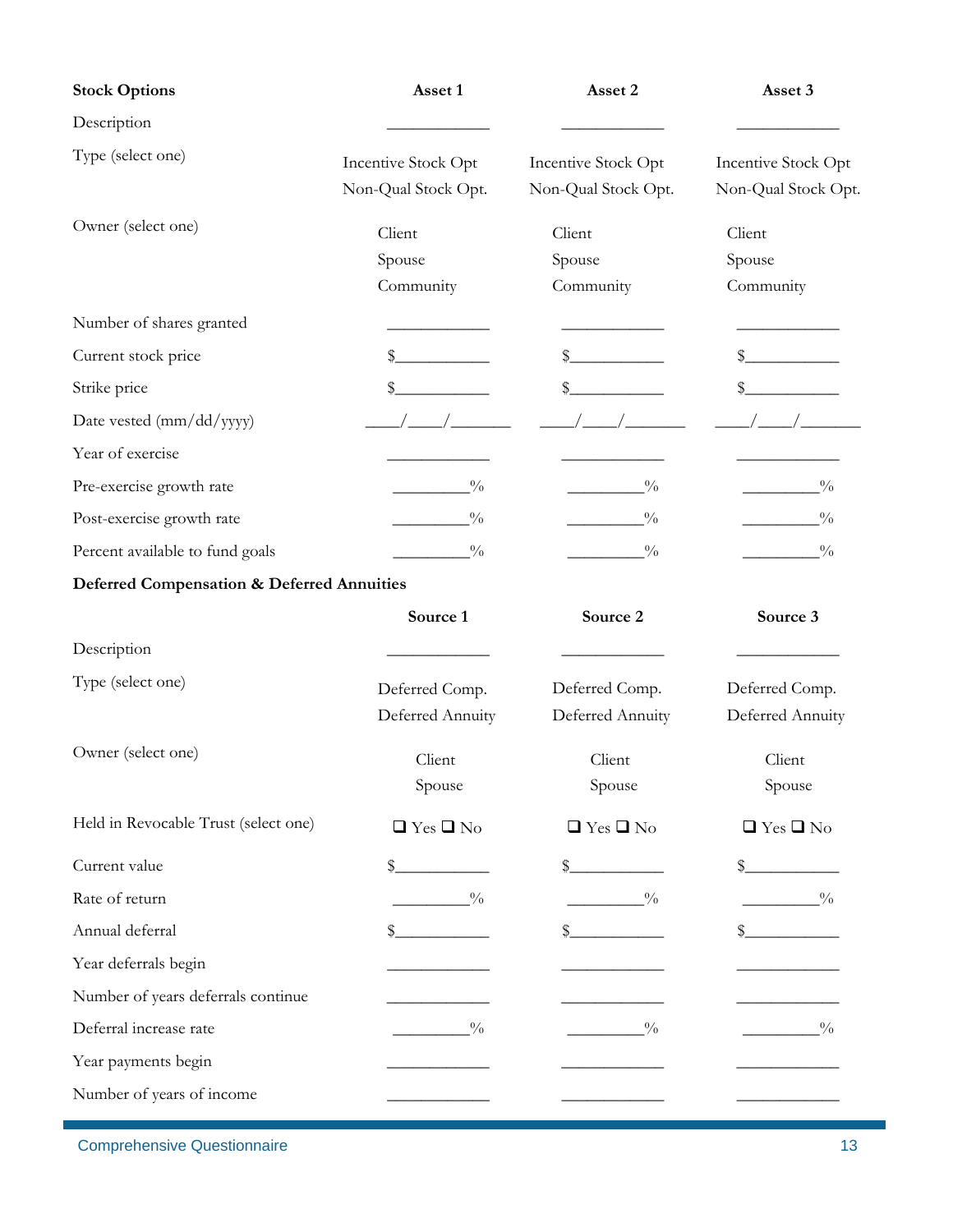| Stock Options | Asset 1 | Asset 2 | Asset 3 |
|---|---|---|---|
| Description | ____________ | ____________ | ____________ |
| Type (select one) | Incentive Stock Opt<br>Non-Qual Stock Opt. | Incentive Stock Opt<br>Non-Qual Stock Opt. | Incentive Stock Opt<br>Non-Qual Stock Opt. |
| Owner (select one) | Client<br>Spouse<br>Community | Client<br>Spouse<br>Community | Client<br>Spouse<br>Community |
| Number of shares granted | ____________ | ____________ | ____________ |
| Current stock price | $___________ | $___________ | $___________ |
| Strike price | $___________ | $___________ | $___________ |
| Date vested (mm/dd/yyyy) | ____/____/_______ | ____/____/_______ | ____/____/_______ |
| Year of exercise | ____________ | ____________ | ____________ |
| Pre-exercise growth rate | _________% | _________% | _________% |
| Post-exercise growth rate | _________% | _________% | _________% |
| Percent available to fund goals | _________% | _________% | _________% |

**Deferred Compensation & Deferred Annuities**

| | Source 1 | Source 2 | Source 3 |
|---|---|---|---|
| Description | ____________ | ____________ | ____________ |
| Type (select one) | Deferred Comp.<br>Deferred Annuity | Deferred Comp.<br>Deferred Annuity | Deferred Comp.<br>Deferred Annuity |
| Owner (select one) | Client<br>Spouse | Client<br>Spouse | Client<br>Spouse |
| Held in Revocable Trust (select one) | ❑ Yes ❑ No | ❑ Yes ❑ No | ❑ Yes ❑ No |
| Current value | $___________ | $___________ | $___________ |
| Rate of return | _________% | _________% | _________% |
| Annual deferral | $___________ | $___________ | $___________ |
| Year deferrals begin | ____________ | ____________ | ____________ |
| Number of years deferrals continue | ____________ | ____________ | ____________ |
| Deferral increase rate | _________% | _________% | _________% |
| Year payments begin | ____________ | ____________ | ____________ |
| Number of years of income | ____________ | ____________ | ____________ |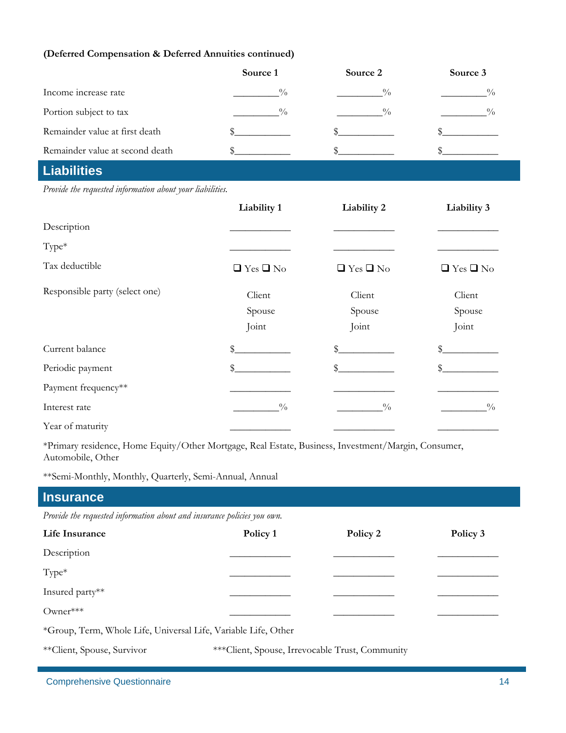**(Deferred Compensation & Deferred Annuities continued)**

| | Source 1 | Source 2 | Source 3 |
|---|---|---|---|
| Income increase rate | _________% | _________% | _________% |
| Portion subject to tax | _________% | _________% | _________% |
| Remainder value at first death | $___________ | $___________ | $___________ |
| Remainder value at second death | $___________ | $___________ | $___________ |

## Liabilities

*Provide the requested information about your liabilities.*

| | Liability 1 | Liability 2 | Liability 3 |
|---|---|---|---|
| Description | ____________ | ____________ | ____________ |
| Type* | ____________ | ____________ | ____________ |
| Tax deductible | ❑ Yes ❑ No | ❑ Yes ❑ No | ❑ Yes ❑ No |
| Responsible party (select one) | Client<br>Spouse<br>Joint | Client<br>Spouse<br>Joint | Client<br>Spouse<br>Joint |
| Current balance | $___________ | $___________ | $___________ |
| Periodic payment | $___________ | $___________ | $___________ |
| Payment frequency** | ____________ | ____________ | ____________ |
| Interest rate | _________% | _________% | _________% |
| Year of maturity | ____________ | ____________ | ____________ |

*Primary residence, Home Equity/Other Mortgage, Real Estate, Business, Investment/Margin, Consumer, Automobile, Other

**Semi-Monthly, Monthly, Quarterly, Semi-Annual, Annual

## Insurance

*Provide the requested information about and insurance policies you own.*

| **Life Insurance** | Policy 1 | Policy 2 | Policy 3 |
|---|---|---|---|
| Description | ____________ | ____________ | ____________ |
| Type* | ____________ | ____________ | ____________ |
| Insured party** | ____________ | ____________ | ____________ |
| Owner*** | ____________ | ____________ | ____________ |

*Group, Term, Whole Life, Universal Life, Variable Life, Other

**Client, Spouse, Survivor ***Client, Spouse, Irrevocable Trust, Community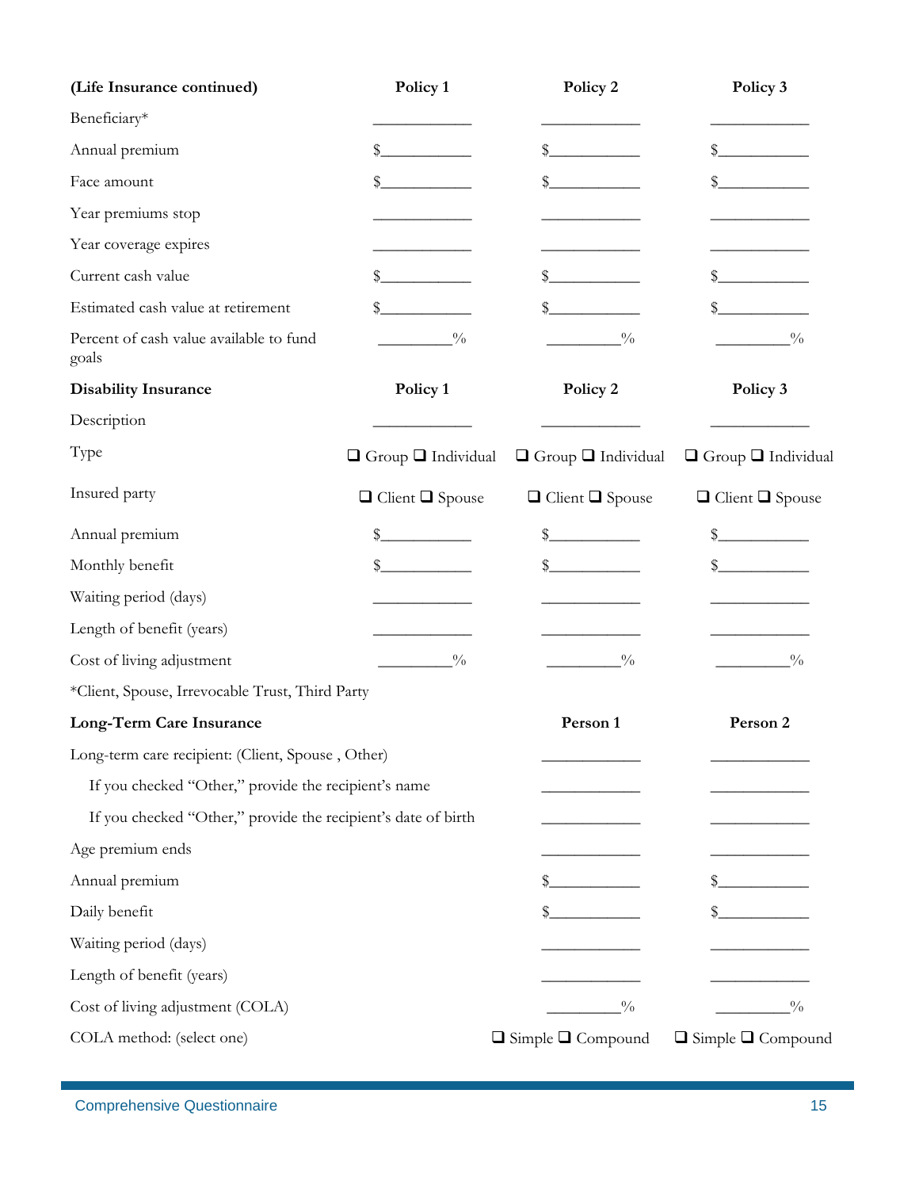| (Life Insurance continued) | Policy 1 | Policy 2 | Policy 3 |
|---|---|---|---|
| Beneficiary* | ____________ | ____________ | ____________ |
| Annual premium | $___________ | $___________ | $___________ |
| Face amount | $___________ | $___________ | $___________ |
| Year premiums stop | ____________ | ____________ | ____________ |
| Year coverage expires | ____________ | ____________ | ____________ |
| Current cash value | $___________ | $___________ | $___________ |
| Estimated cash value at retirement | $___________ | $___________ | $___________ |
| Percent of cash value available to fund goals | _________% | _________% | _________% |

| Disability Insurance | Policy 1 | Policy 2 | Policy 3 |
|---|---|---|---|
| Description | ____________ | ____________ | ____________ |
| Type | ❑ Group ❑ Individual | ❑ Group ❑ Individual | ❑ Group ❑ Individual |
| Insured party | ❑ Client ❑ Spouse | ❑ Client ❑ Spouse | ❑ Client ❑ Spouse |
| Annual premium | $___________ | $___________ | $___________ |
| Monthly benefit | $___________ | $___________ | $___________ |
| Waiting period (days) | ____________ | ____________ | ____________ |
| Length of benefit (years) | ____________ | ____________ | ____________ |
| Cost of living adjustment | _________% | _________% | _________% |

*Client, Spouse, Irrevocable Trust, Third Party

| Long-Term Care Insurance | Person 1 | Person 2 |
|---|---|---|
| Long-term care recipient: (Client, Spouse , Other) | ____________ | ____________ |
| If you checked "Other," provide the recipient's name | ____________ | ____________ |
| If you checked "Other," provide the recipient's date of birth | ____________ | ____________ |
| Age premium ends | ____________ | ____________ |
| Annual premium | $___________ | $___________ |
| Daily benefit | $___________ | $___________ |
| Waiting period (days) | ____________ | ____________ |
| Length of benefit (years) | ____________ | ____________ |
| Cost of living adjustment (COLA) | _________% | _________% |
| COLA method: (select one) | ❑ Simple ❑ Compound | ❑ Simple ❑ Compound |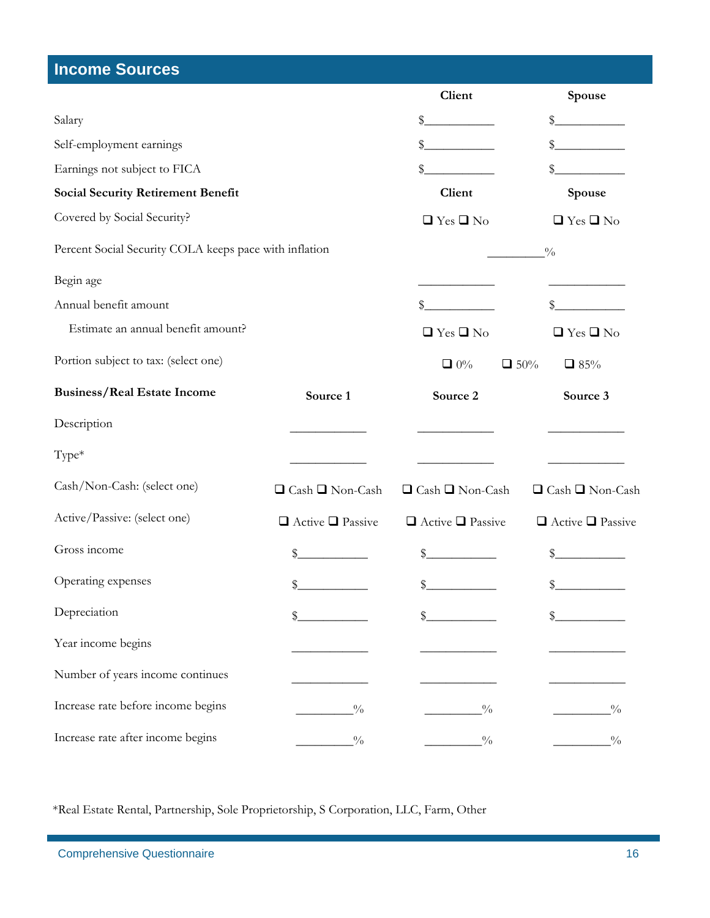## Income Sources

| | Client | Spouse |
|---|---|---|
| Salary | $___________ | $___________ |
| Self-employment earnings | $___________ | $___________ |
| Earnings not subject to FICA | $___________ | $___________ |

| **Social Security Retirement Benefit** | **Client** | **Spouse** |
|---|---|---|
| Covered by Social Security? | ❑ Yes ❑ No | ❑ Yes ❑ No |
| Percent Social Security COLA keeps pace with inflation | _________% | |
| Begin age | ___________ | ___________ |
| Annual benefit amount | $___________ | $___________ |
| Estimate an annual benefit amount? | ❑ Yes ❑ No | ❑ Yes ❑ No |
| Portion subject to tax: (select one) | ❑ 0% ❑ 50% ❑ 85% | |

| **Business/Real Estate Income** | **Source 1** | **Source 2** | **Source 3** |
|---|---|---|---|
| Description | ___________ | ___________ | ___________ |
| Type* | ___________ | ___________ | ___________ |
| Cash/Non-Cash: (select one) | ❑ Cash ❑ Non-Cash | ❑ Cash ❑ Non-Cash | ❑ Cash ❑ Non-Cash |
| Active/Passive: (select one) | ❑ Active ❑ Passive | ❑ Active ❑ Passive | ❑ Active ❑ Passive |
| Gross income | $___________ | $___________ | $___________ |
| Operating expenses | $___________ | $___________ | $___________ |
| Depreciation | $___________ | $___________ | $___________ |
| Year income begins | ___________ | ___________ | ___________ |
| Number of years income continues | ___________ | ___________ | ___________ |
| Increase rate before income begins | _________% | _________% | _________% |
| Increase rate after income begins | _________% | _________% | _________% |

*Real Estate Rental, Partnership, Sole Proprietorship, S Corporation, LLC, Farm, Other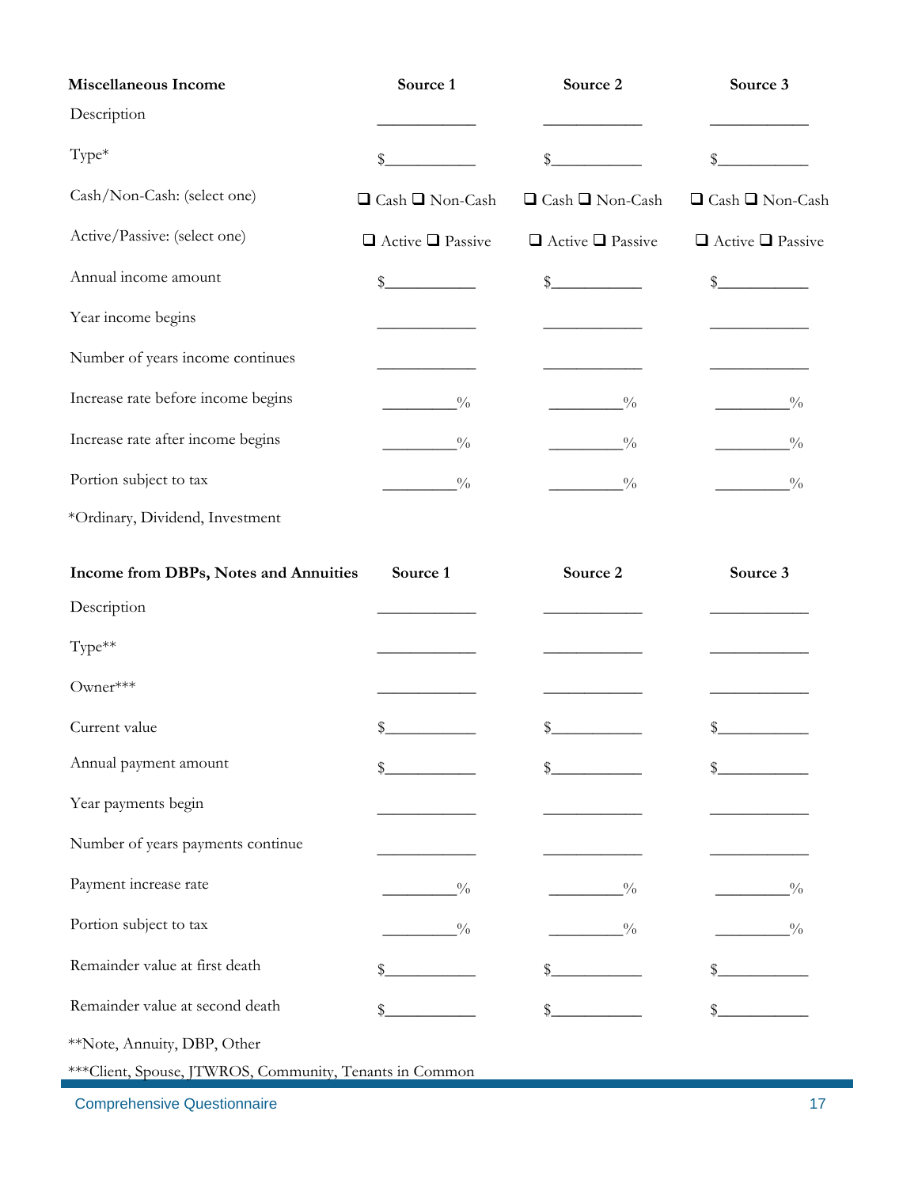| Miscellaneous Income | Source 1 | Source 2 | Source 3 |
|---|---|---|---|
| Description | ____________ | ____________ | ____________ |
| Type* | $___________ | $___________ | $___________ |
| Cash/Non-Cash: (select one) | ❑ Cash ❑ Non-Cash | ❑ Cash ❑ Non-Cash | ❑ Cash ❑ Non-Cash |
| Active/Passive: (select one) | ❑ Active ❑ Passive | ❑ Active ❑ Passive | ❑ Active ❑ Passive |
| Annual income amount | $___________ | $___________ | $___________ |
| Year income begins | ____________ | ____________ | ____________ |
| Number of years income continues | ____________ | ____________ | ____________ |
| Increase rate before income begins | _________% | _________% | _________% |
| Increase rate after income begins | _________% | _________% | _________% |
| Portion subject to tax | _________% | _________% | _________% |

*Ordinary, Dividend, Investment

| Income from DBPs, Notes and Annuities | Source 1 | Source 2 | Source 3 |
|---|---|---|---|
| Description | ____________ | ____________ | ____________ |
| Type** | ____________ | ____________ | ____________ |
| Owner*** | ____________ | ____________ | ____________ |
| Current value | $___________ | $___________ | $___________ |
| Annual payment amount | $___________ | $___________ | $___________ |
| Year payments begin | ____________ | ____________ | ____________ |
| Number of years payments continue | ____________ | ____________ | ____________ |
| Payment increase rate | _________% | _________% | _________% |
| Portion subject to tax | _________% | _________% | _________% |
| Remainder value at first death | $___________ | $___________ | $___________ |
| Remainder value at second death | $___________ | $___________ | $___________ |

**Note, Annuity, DBP, Other

***Client, Spouse, JTWROS, Community, Tenants in Common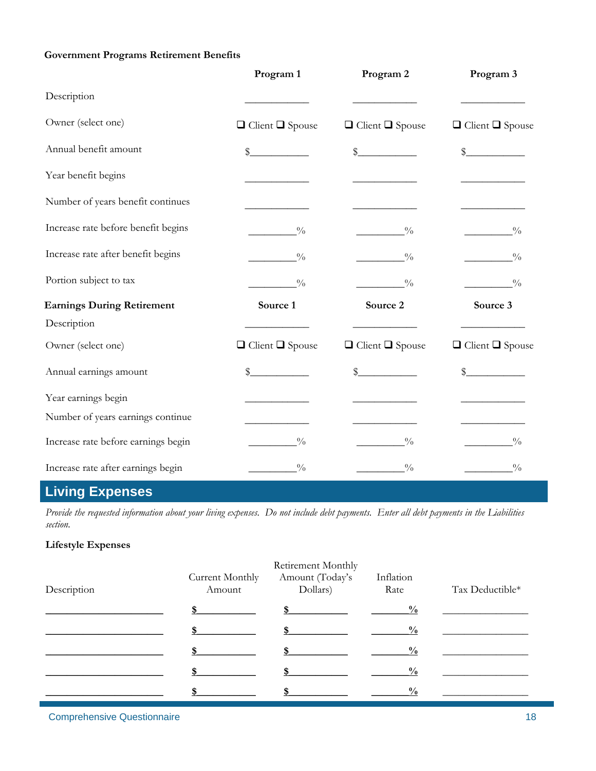**Government Programs Retirement Benefits**

| | Program 1 | Program 2 | Program 3 |
|---|---|---|---|
| Description | ____________ | ____________ | ____________ |
| Owner (select one) | ❑ Client ❑ Spouse | ❑ Client ❑ Spouse | ❑ Client ❑ Spouse |
| Annual benefit amount | $___________ | $___________ | $___________ |
| Year benefit begins | ____________ | ____________ | ____________ |
| Number of years benefit continues | ____________ | ____________ | ____________ |
| Increase rate before benefit begins | _________% | _________% | _________% |
| Increase rate after benefit begins | _________% | _________% | _________% |
| Portion subject to tax | _________% | _________% | _________% |

| **Earnings During Retirement** | Source 1 | Source 2 | Source 3 |
|---|---|---|---|
| Description | ____________ | ____________ | ____________ |
| Owner (select one) | ❑ Client ❑ Spouse | ❑ Client ❑ Spouse | ❑ Client ❑ Spouse |
| Annual earnings amount | $___________ | $___________ | $___________ |
| Year earnings begin | ____________ | ____________ | ____________ |
| Number of years earnings continue | ____________ | ____________ | ____________ |
| Increase rate before earnings begin | _________% | _________% | _________% |
| Increase rate after earnings begin | _________% | _________% | _________% |

## Living Expenses

*Provide the requested information about your living expenses. Do not include debt payments. Enter all debt payments in the Liabilities section.*

**Lifestyle Expenses**

| Description | Current Monthly Amount | Retirement Monthly Amount (Today's Dollars) | Inflation Rate | Tax Deductible* |
|---|---|---|---|---|
| ______________________ | $___________ | $___________ | _______% | ________________ |
| ______________________ | $___________ | $___________ | _______% | ________________ |
| ______________________ | $___________ | $___________ | _______% | ________________ |
| ______________________ | $___________ | $___________ | _______% | ________________ |
| ______________________ | $___________ | $___________ | _______% | ________________ |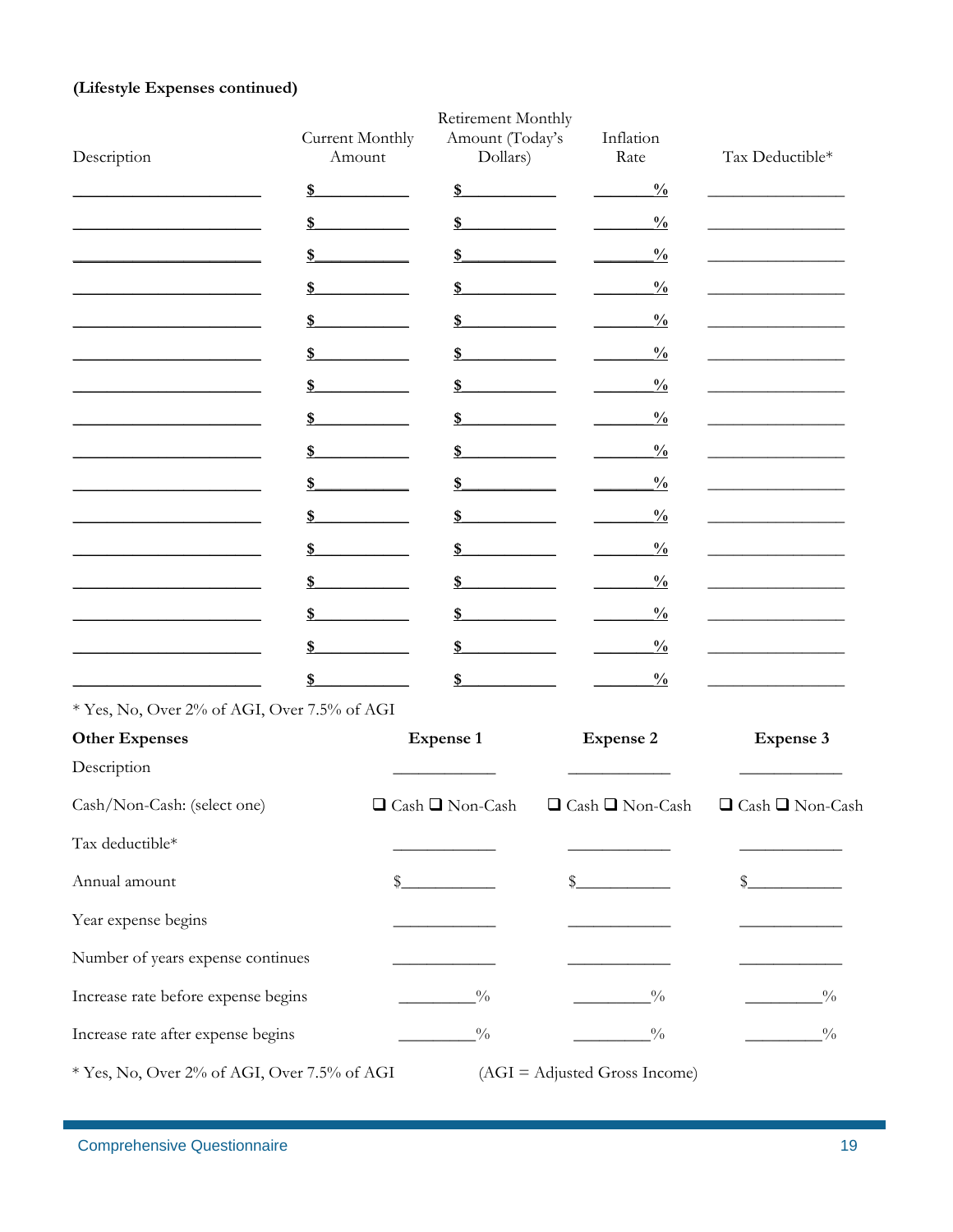**(Lifestyle Expenses continued)**

| Description | Current Monthly Amount | Retirement Monthly Amount (Today's Dollars) | Inflation Rate | Tax Deductible* |
|---|---|---|---|---|
| ____________ | $ ________ | $ ________ | ______% | ____________ |
| ____________ | $ ________ | $ ________ | ______% | ____________ |
| ____________ | $ ________ | $ ________ | ______% | ____________ |
| ____________ | $ ________ | $ ________ | ______% | ____________ |
| ____________ | $ ________ | $ ________ | ______% | ____________ |
| ____________ | $ ________ | $ ________ | ______% | ____________ |
| ____________ | $ ________ | $ ________ | ______% | ____________ |
| ____________ | $ ________ | $ ________ | ______% | ____________ |
| ____________ | $ ________ | $ ________ | ______% | ____________ |
| ____________ | $ ________ | $ ________ | ______% | ____________ |
| ____________ | $ ________ | $ ________ | ______% | ____________ |
| ____________ | $ ________ | $ ________ | ______% | ____________ |
| ____________ | $ ________ | $ ________ | ______% | ____________ |
| ____________ | $ ________ | $ ________ | ______% | ____________ |
| ____________ | $ ________ | $ ________ | ______% | ____________ |
| ____________ | $ ________ | $ ________ | ______% | ____________ |

* Yes, No, Over 2% of AGI, Over 7.5% of AGI

| **Other Expenses** | **Expense 1** | **Expense 2** | **Expense 3** |
|---|---|---|---|
| Description | ____________ | ____________ | ____________ |
| Cash/Non-Cash: (select one) | ❑ Cash ❑ Non-Cash | ❑ Cash ❑ Non-Cash | ❑ Cash ❑ Non-Cash |
| Tax deductible* | ____________ | ____________ | ____________ |
| Annual amount | $__________ | $__________ | $__________ |
| Year expense begins | ____________ | ____________ | ____________ |
| Number of years expense continues | ____________ | ____________ | ____________ |
| Increase rate before expense begins | ________% | ________% | ________% |
| Increase rate after expense begins | ________% | ________% | ________% |

* Yes, No, Over 2% of AGI, Over 7.5% of AGI (AGI = Adjusted Gross Income)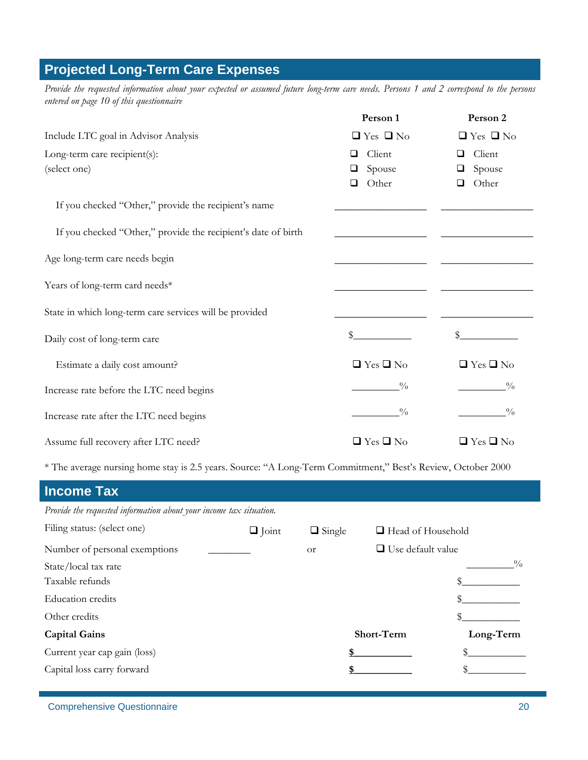## Projected Long-Term Care Expenses

*Provide the requested information about your expected or assumed future long-term care needs. Persons 1 and 2 correspond to the persons entered on page 10 of this questionnaire*

| | Person 1 | Person 2 |
|---|---|---|
| Include LTC goal in Advisor Analysis | ❑ Yes ❑ No | ❑ Yes ❑ No |
| Long-term care recipient(s): (select one) | ❑ Client ❑ Spouse ❑ Other | ❑ Client ❑ Spouse ❑ Other |
| If you checked "Other," provide the recipient's name | ________________ | ________________ |
| If you checked "Other," provide the recipient's date of birth | ________________ | ________________ |
| Age long-term care needs begin | ________________ | ________________ |
| Years of long-term card needs* | ________________ | ________________ |
| State in which long-term care services will be provided | ________________ | ________________ |
| Daily cost of long-term care | $___________ | $___________ |
| Estimate a daily cost amount? | ❑ Yes ❑ No | ❑ Yes ❑ No |
| Increase rate before the LTC need begins | ________% | ________% |
| Increase rate after the LTC need begins | ________% | ________% |
| Assume full recovery after LTC need? | ❑ Yes ❑ No | ❑ Yes ❑ No |

* The average nursing home stay is 2.5 years. Source: "A Long-Term Commitment," Best's Review, October 2000

## Income Tax

*Provide the requested information about your income tax situation.*

Filing status: (select one) ❑ Joint ❑ Single ❑ Head of Household

Number of personal exemptions ________ or ❑ Use default value

State/local tax rate ________%

Taxable refunds $___________

Education credits $___________

Other credits $___________

| **Capital Gains** | **Short-Term** | **Long-Term** |
|---|---|---|
| Current year cap gain (loss) | $___________ | $___________ |
| Capital loss carry forward | $___________ | $___________ |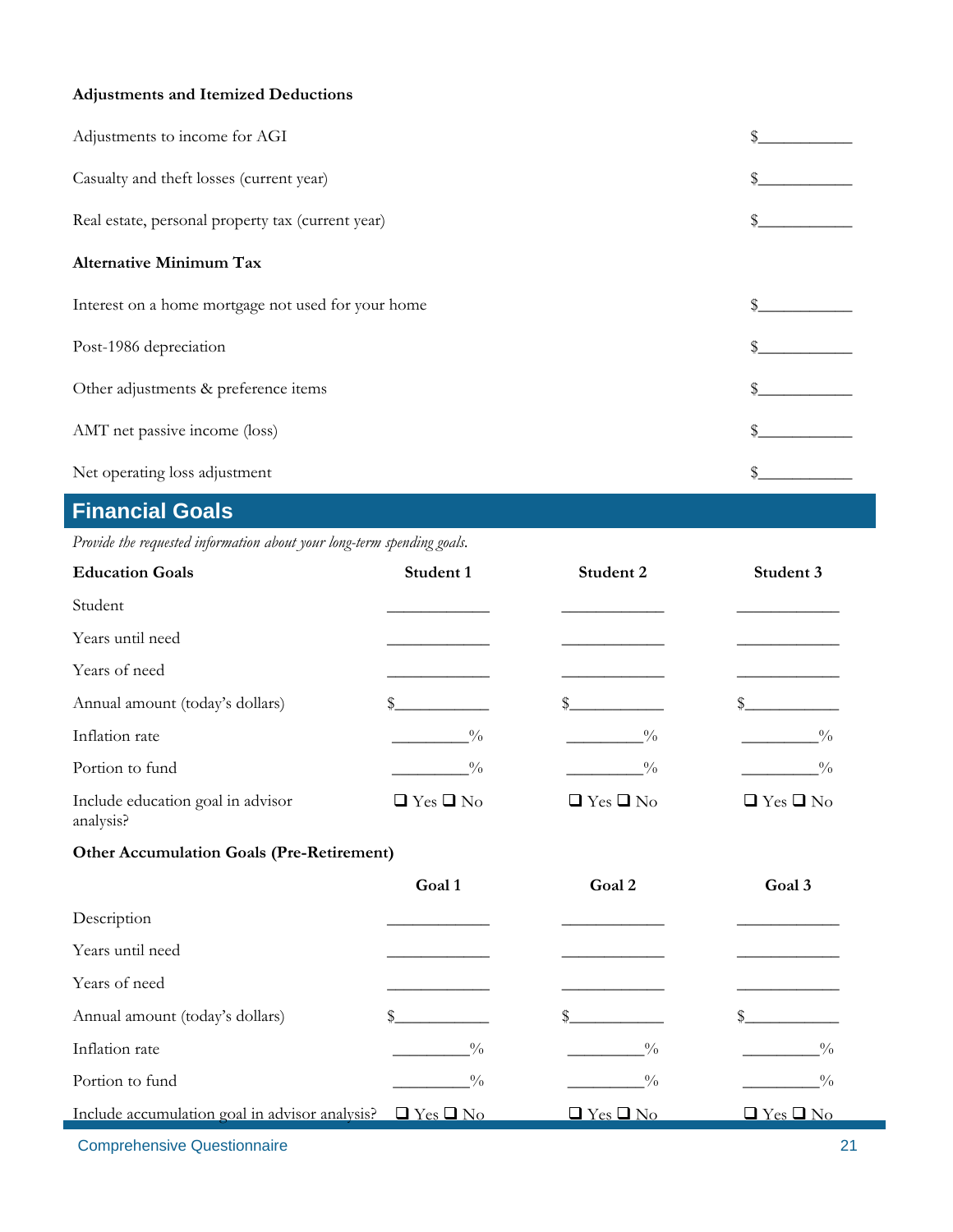**Adjustments and Itemized Deductions**

| | |
|---|---|
| Adjustments to income for AGI | $__________ |
| Casualty and theft losses (current year) | $__________ |
| Real estate, personal property tax (current year) | $__________ |

**Alternative Minimum Tax**

| | |
|---|---|
| Interest on a home mortgage not used for your home | $__________ |
| Post-1986 depreciation | $__________ |
| Other adjustments & preference items | $__________ |
| AMT net passive income (loss) | $__________ |
| Net operating loss adjustment | $__________ |

## Financial Goals

*Provide the requested information about your long-term spending goals.*

| **Education Goals** | **Student 1** | **Student 2** | **Student 3** |
|---|---|---|---|
| Student | __________ | __________ | __________ |
| Years until need | __________ | __________ | __________ |
| Years of need | __________ | __________ | __________ |
| Annual amount (today's dollars) | $__________ | $__________ | $__________ |
| Inflation rate | ________% | ________% | ________% |
| Portion to fund | ________% | ________% | ________% |
| Include education goal in advisor analysis? | ❑ Yes ❑ No | ❑ Yes ❑ No | ❑ Yes ❑ No |

**Other Accumulation Goals (Pre-Retirement)**

| | **Goal 1** | **Goal 2** | **Goal 3** |
|---|---|---|---|
| Description | __________ | __________ | __________ |
| Years until need | __________ | __________ | __________ |
| Years of need | __________ | __________ | __________ |
| Annual amount (today's dollars) | $__________ | $__________ | $__________ |
| Inflation rate | ________% | ________% | ________% |
| Portion to fund | ________% | ________% | ________% |
| Include accumulation goal in advisor analysis? | ❑ Yes ❑ No | ❑ Yes ❑ No | ❑ Yes ❑ No |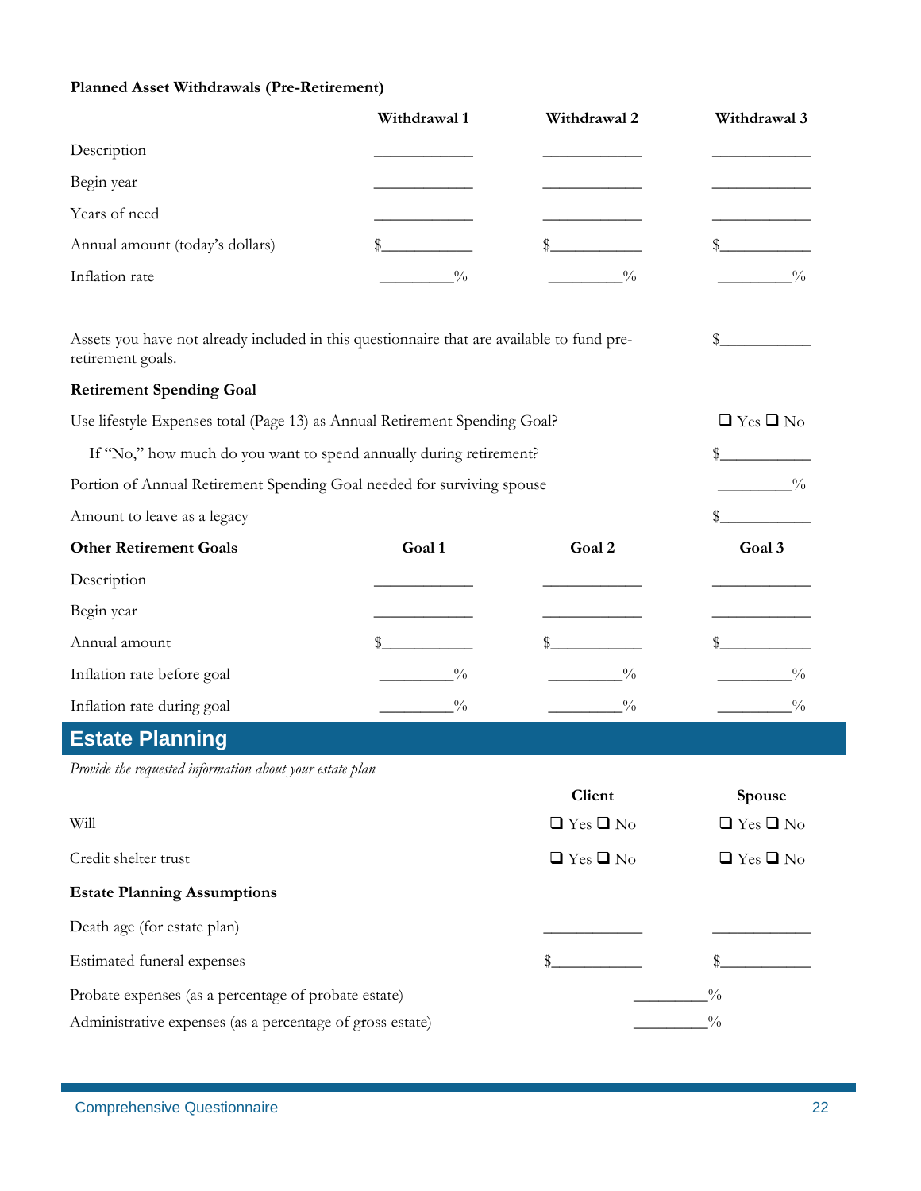**Planned Asset Withdrawals (Pre-Retirement)**

| | Withdrawal 1 | Withdrawal 2 | Withdrawal 3 |
|---|---|---|---|
| Description | ____________ | ____________ | ____________ |
| Begin year | ____________ | ____________ | ____________ |
| Years of need | ____________ | ____________ | ____________ |
| Annual amount (today's dollars) | $___________ | $___________ | $___________ |
| Inflation rate | _________% | _________% | _________% |

| | |
|---|---|
| Assets you have not already included in this questionnaire that are available to fund pre-retirement goals. | $___________ |

**Retirement Spending Goal**

| | |
|---|---|
| Use lifestyle Expenses total (Page 13) as Annual Retirement Spending Goal? | ❑ Yes ❑ No |
| If "No," how much do you want to spend annually during retirement? | $___________ |
| Portion of Annual Retirement Spending Goal needed for surviving spouse | _________% |
| Amount to leave as a legacy | $___________ |

| **Other Retirement Goals** | Goal 1 | Goal 2 | Goal 3 |
|---|---|---|---|
| Description | ____________ | ____________ | ____________ |
| Begin year | ____________ | ____________ | ____________ |
| Annual amount | $___________ | $___________ | $___________ |
| Inflation rate before goal | _________% | _________% | _________% |
| Inflation rate during goal | _________% | _________% | _________% |

## Estate Planning

*Provide the requested information about your estate plan*

| | Client | Spouse |
|---|---|---|
| Will | ❑ Yes ❑ No | ❑ Yes ❑ No |
| Credit shelter trust | ❑ Yes ❑ No | ❑ Yes ❑ No |

**Estate Planning Assumptions**

| | Client | Spouse |
|---|---|---|
| Death age (for estate plan) | ____________ | ____________ |
| Estimated funeral expenses | $___________ | $___________ |

| | |
|---|---|
| Probate expenses (as a percentage of probate estate) | _________% |
| Administrative expenses (as a percentage of gross estate) | _________% |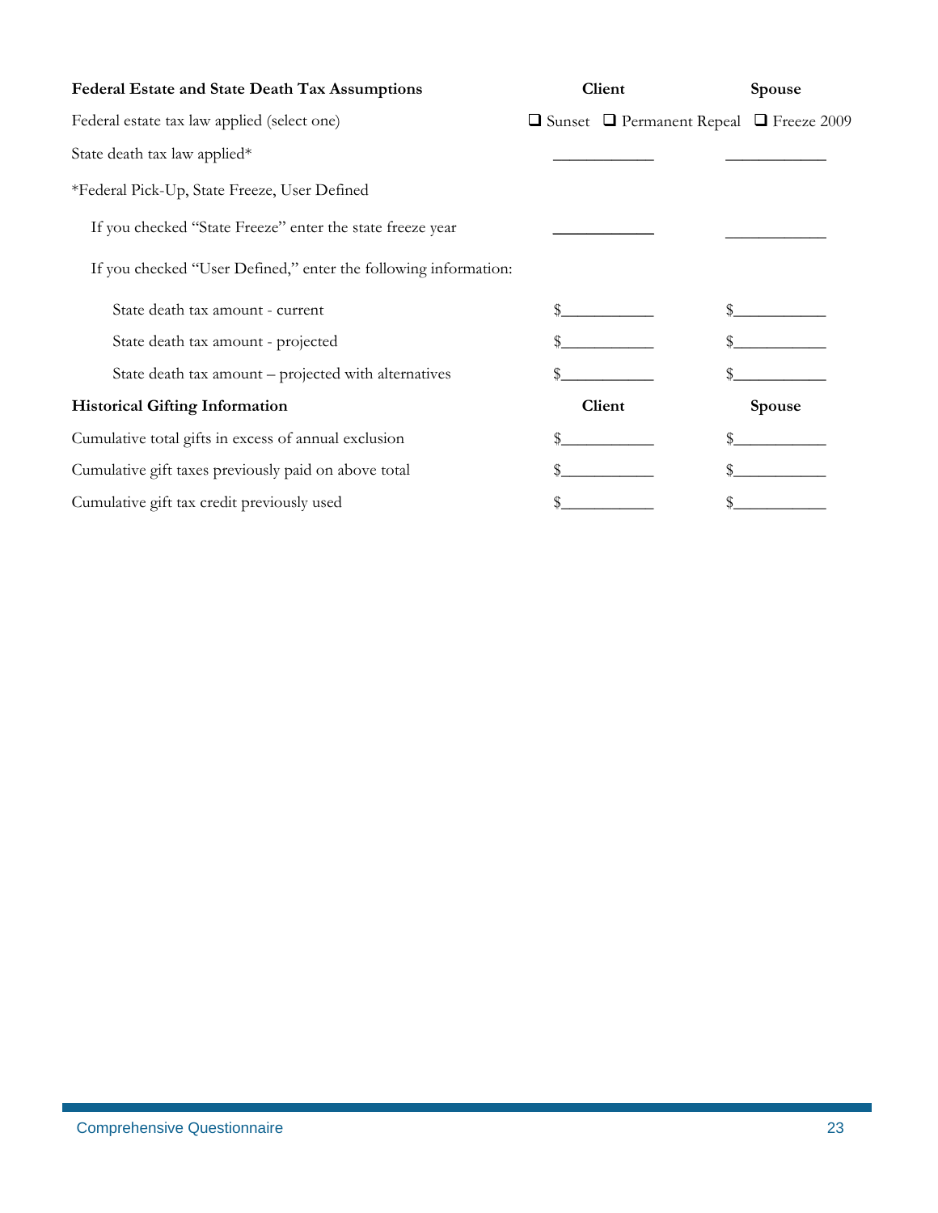| **Federal Estate and State Death Tax Assumptions** | **Client** | **Spouse** |
|---|---|---|
| Federal estate tax law applied (select one) | ❑ Sunset ❑ Permanent Repeal | ❑ Freeze 2009 |
| State death tax law applied* | ____________ | ____________ |
| *Federal Pick-Up, State Freeze, User Defined | | |
| If you checked "State Freeze" enter the state freeze year | ____________ | ____________ |
| If you checked "User Defined," enter the following information: | | |
| State death tax amount - current | $___________ | $___________ |
| State death tax amount - projected | $___________ | $___________ |
| State death tax amount – projected with alternatives | $___________ | $___________ |

| **Historical Gifting Information** | **Client** | **Spouse** |
|---|---|---|
| Cumulative total gifts in excess of annual exclusion | $___________ | $___________ |
| Cumulative gift taxes previously paid on above total | $___________ | $___________ |
| Cumulative gift tax credit previously used | $___________ | $___________ |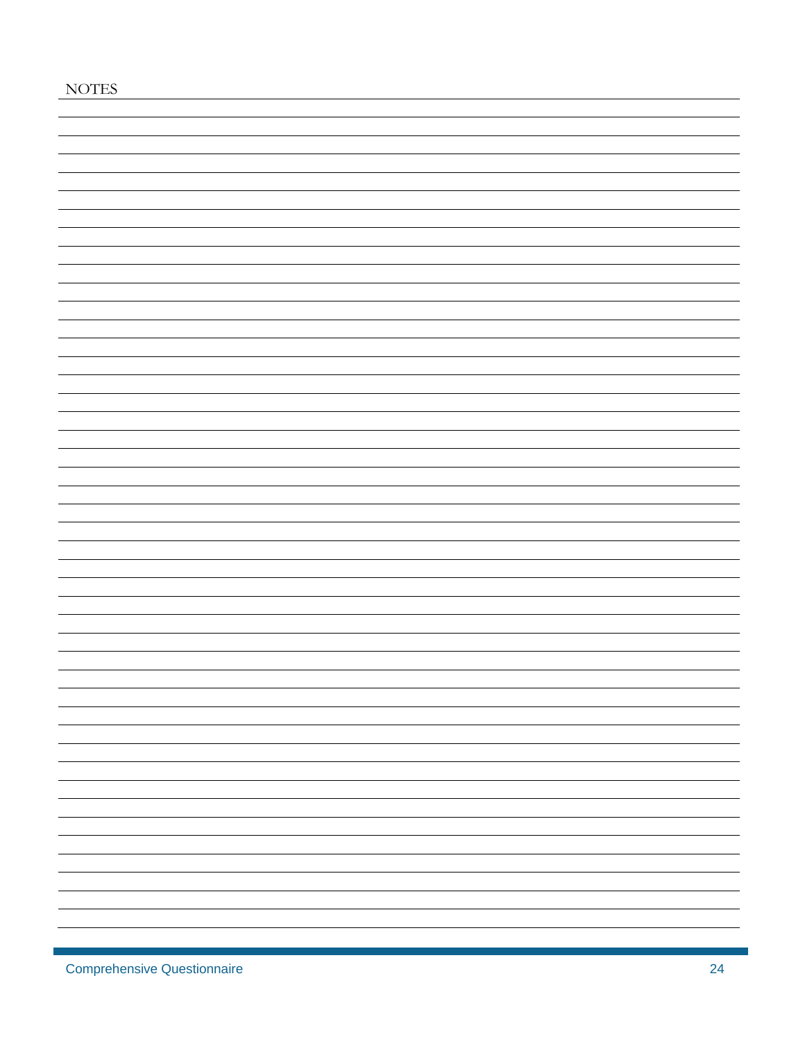NOTES